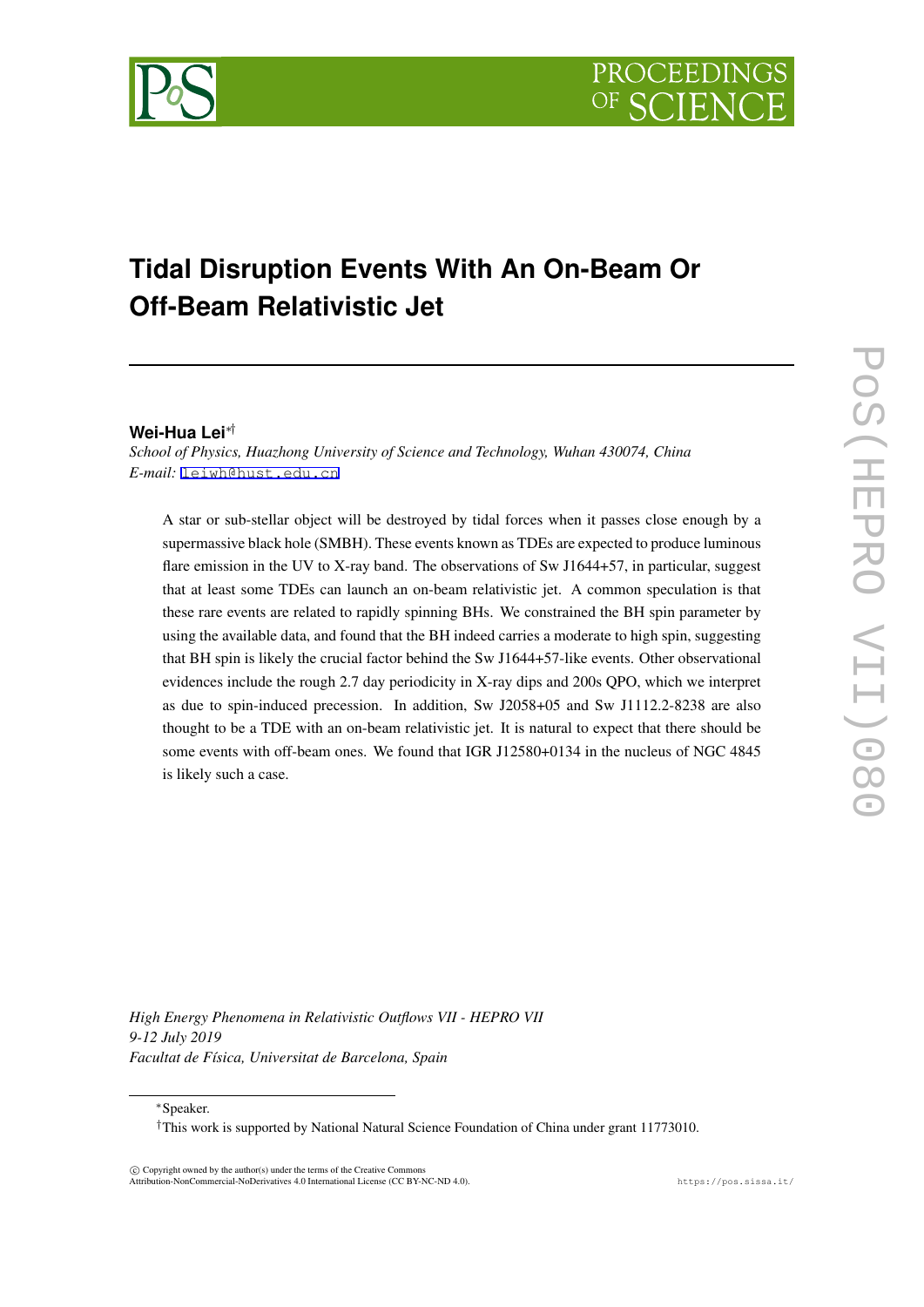# Tidal Disruption Events With An On-Beam Or Off-Beam Relativistic Jet

**Wei-Hua Lei**[*†]

*School of Physics, Huazhong University of Science and Technology, Wuhan 430074, China*
*E-mail:* leiwh@hust.edu.cn

A star or sub-stellar object will be destroyed by tidal forces when it passes close enough by a supermassive black hole (SMBH). These events known as TDEs are expected to produce luminous flare emission in the UV to X-ray band. The observations of Sw J1644+57, in particular, suggest that at least some TDEs can launch an on-beam relativistic jet. A common speculation is that these rare events are related to rapidly spinning BHs. We constrained the BH spin parameter by using the available data, and found that the BH indeed carries a moderate to high spin, suggesting that BH spin is likely the crucial factor behind the Sw J1644+57-like events. Other observational evidences include the rough 2.7 day periodicity in X-ray dips and 200s QPO, which we interpret as due to spin-induced precession. In addition, Sw J2058+05 and Sw J1112.2-8238 are also thought to be a TDE with an on-beam relativistic jet. It is natural to expect that there should be some events with off-beam ones. We found that IGR J12580+0134 in the nucleus of NGC 4845 is likely such a case.

*High Energy Phenomena in Relativistic Outflows VII - HEPRO VII*
*9-12 July 2019*
*Facultat de Física, Universitat de Barcelona, Spain*

---

[*] Speaker.

[†] This work is supported by National Natural Science Foundation of China under grant 11773010.

© Copyright owned by the author(s) under the terms of the Creative Commons Attribution-NonCommercial-NoDerivatives 4.0 International License (CC BY-NC-ND 4.0).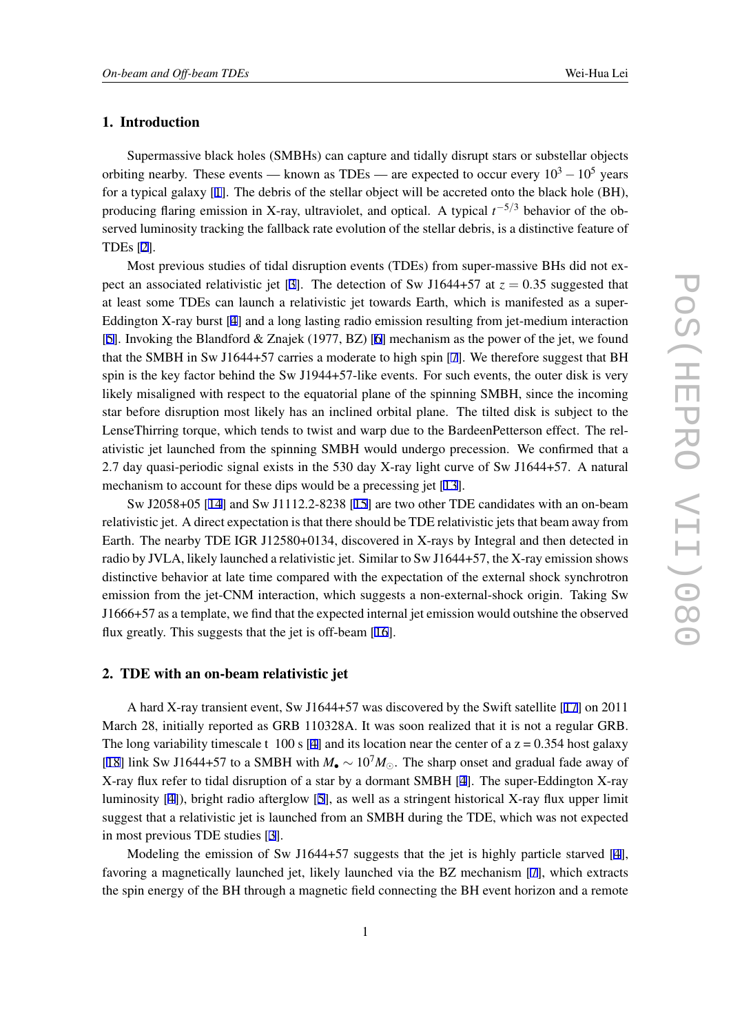## 1. Introduction

Supermassive black holes (SMBHs) can capture and tidally disrupt stars or substellar objects orbiting nearby. These events — known as TDEs — are expected to occur every $10^3 - 10^5$ years for a typical galaxy [1]. The debris of the stellar object will be accreted onto the black hole (BH), producing flaring emission in X-ray, ultraviolet, and optical. A typical $t^{-5/3}$ behavior of the observed luminosity tracking the fallback rate evolution of the stellar debris, is a distinctive feature of TDEs [2].

Most previous studies of tidal disruption events (TDEs) from super-massive BHs did not expect an associated relativistic jet [3]. The detection of Sw J1644+57 at $z = 0.35$ suggested that at least some TDEs can launch a relativistic jet towards Earth, which is manifested as a super-Eddington X-ray burst [4] and a long lasting radio emission resulting from jet-medium interaction [5]. Invoking the Blandford & Znajek (1977, BZ) [6] mechanism as the power of the jet, we found that the SMBH in Sw J1644+57 carries a moderate to high spin [7]. We therefore suggest that BH spin is the key factor behind the Sw J1944+57-like events. For such events, the outer disk is very likely misaligned with respect to the equatorial plane of the spinning SMBH, since the incoming star before disruption most likely has an inclined orbital plane. The tilted disk is subject to the LenseThirring torque, which tends to twist and warp due to the BardeenPetterson effect. The relativistic jet launched from the spinning SMBH would undergo precession. We confirmed that a 2.7 day quasi-periodic signal exists in the 530 day X-ray light curve of Sw J1644+57. A natural mechanism to account for these dips would be a precessing jet [13].

Sw J2058+05 [14] and Sw J1112.2-8238 [15] are two other TDE candidates with an on-beam relativistic jet. A direct expectation is that there should be TDE relativistic jets that beam away from Earth. The nearby TDE IGR J12580+0134, discovered in X-rays by Integral and then detected in radio by JVLA, likely launched a relativistic jet. Similar to Sw J1644+57, the X-ray emission shows distinctive behavior at late time compared with the expectation of the external shock synchrotron emission from the jet-CNM interaction, which suggests a non-external-shock origin. Taking Sw J1666+57 as a template, we find that the expected internal jet emission would outshine the observed flux greatly. This suggests that the jet is off-beam [16].

## 2. TDE with an on-beam relativistic jet

A hard X-ray transient event, Sw J1644+57 was discovered by the Swift satellite [17] on 2011 March 28, initially reported as GRB 110328A. It was soon realized that it is not a regular GRB. The long variability timescale t 100 s [4] and its location near the center of a z = 0.354 host galaxy [18] link Sw J1644+57 to a SMBH with $M_\bullet \sim 10^7 M_\odot$. The sharp onset and gradual fade away of X-ray flux refer to tidal disruption of a star by a dormant SMBH [4]. The super-Eddington X-ray luminosity [4]), bright radio afterglow [5], as well as a stringent historical X-ray flux upper limit suggest that a relativistic jet is launched from an SMBH during the TDE, which was not expected in most previous TDE studies [3].

Modeling the emission of Sw J1644+57 suggests that the jet is highly particle starved [4], favoring a magnetically launched jet, likely launched via the BZ mechanism [7], which extracts the spin energy of the BH through a magnetic field connecting the BH event horizon and a remote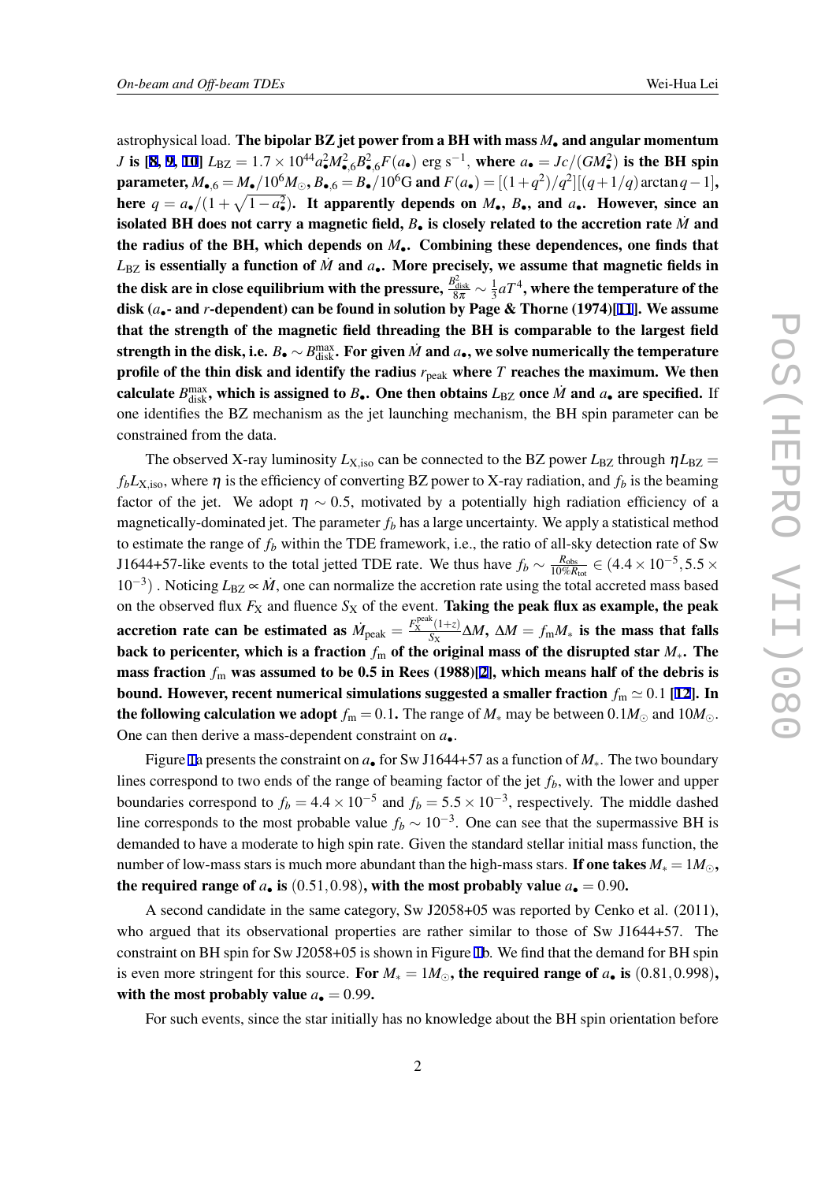astrophysical load. **The bipolar BZ jet power from a BH with mass $M_\bullet$ and angular momentum $J$ is [8, 9, 10] $L_{\rm BZ} = 1.7\times10^{44} a_\bullet^2 M_{\bullet,6}^2 B_{\bullet,6}^2 F(a_\bullet)$ erg s$^{-1}$, where $a_\bullet = Jc/(GM_\bullet^2)$ is the BH spin parameter, $M_{\bullet,6} = M_\bullet/10^6 M_\odot$, $B_{\bullet,6} = B_\bullet/10^6$G and $F(a_\bullet) = [(1+q^2)/q^2][(q+1/q)\arctan q - 1]$, here $q = a_\bullet/(1+\sqrt{1-a_\bullet^2})$. It apparently depends on $M_\bullet$, $B_\bullet$, and $a_\bullet$. However, since an isolated BH does not carry a magnetic field, $B_\bullet$ is closely related to the accretion rate $\dot{M}$ and the radius of the BH, which depends on $M_\bullet$. Combining these dependences, one finds that $L_{\rm BZ}$ is essentially a function of $\dot{M}$ and $a_\bullet$. More precisely, we assume that magnetic fields in the disk are in close equilibrium with the pressure, $\frac{B_{\rm disk}^2}{8\pi} \sim \frac{1}{3}aT^4$, where the temperature of the disk ($a_\bullet$- and $r$-dependent) can be found in solution by Page & Thorne (1974)[11]. We assume that the strength of the magnetic field threading the BH is comparable to the largest field strength in the disk, i.e. $B_\bullet \sim B_{\rm disk}^{\rm max}$. For given $\dot{M}$ and $a_\bullet$, we solve numerically the temperature profile of the thin disk and identify the radius $r_{\rm peak}$ where $T$ reaches the maximum. We then calculate $B_{\rm disk}^{\rm max}$, which is assigned to $B_\bullet$. One then obtains $L_{\rm BZ}$ once $\dot{M}$ and $a_\bullet$ are specified.** If one identifies the BZ mechanism as the jet launching mechanism, the BH spin parameter can be constrained from the data.

The observed X-ray luminosity $L_{\rm X,iso}$ can be connected to the BZ power $L_{\rm BZ}$ through $\eta L_{\rm BZ} = f_b L_{\rm X,iso}$, where $\eta$ is the efficiency of converting BZ power to X-ray radiation, and $f_b$ is the beaming factor of the jet. We adopt $\eta \sim 0.5$, motivated by a potentially high radiation efficiency of a magnetically-dominated jet. The parameter $f_b$ has a large uncertainty. We apply a statistical method to estimate the range of $f_b$ within the TDE framework, i.e., the ratio of all-sky detection rate of Sw J1644+57-like events to the total jetted TDE rate. We thus have $f_b \sim \frac{R_{\rm obs}}{10\% R_{\rm tot}} \in (4.4\times10^{-5}, 5.5\times10^{-3})$ . Noticing $L_{\rm BZ} \propto \dot{M}$, one can normalize the accretion rate using the total accreted mass based on the observed flux $F_{\rm X}$ and fluence $S_{\rm X}$ of the event. **Taking the peak flux as example, the peak accretion rate can be estimated as $\dot{M}_{\rm peak} = \frac{F_{\rm X}^{\rm peak}(1+z)}{S_{\rm X}}\Delta M$, $\Delta M = f_{\rm m} M_*$ is the mass that falls back to pericenter, which is a fraction $f_{\rm m}$ of the original mass of the disrupted star $M_*$. The mass fraction $f_{\rm m}$ was assumed to be 0.5 in Rees (1988)[2], which means half of the debris is bound. However, recent numerical simulations suggested a smaller fraction $f_{\rm m} \simeq 0.1$ [12]. In the following calculation we adopt $f_{\rm m} = 0.1$.** The range of $M_*$ may be between $0.1M_\odot$ and $10M_\odot$. One can then derive a mass-dependent constraint on $a_\bullet$.

Figure 1a presents the constraint on $a_\bullet$ for Sw J1644+57 as a function of $M_*$. The two boundary lines correspond to two ends of the range of beaming factor of the jet $f_b$, with the lower and upper boundaries correspond to $f_b = 4.4\times10^{-5}$ and $f_b = 5.5\times10^{-3}$, respectively. The middle dashed line corresponds to the most probable value $f_b \sim 10^{-3}$. One can see that the supermassive BH is demanded to have a moderate to high spin rate. Given the standard stellar initial mass function, the number of low-mass stars is much more abundant than the high-mass stars. **If one takes $M_* = 1M_\odot$, the required range of $a_\bullet$ is $(0.51, 0.98)$, with the most probably value $a_\bullet = 0.90$.**

A second candidate in the same category, Sw J2058+05 was reported by Cenko et al. (2011), who argued that its observational properties are rather similar to those of Sw J1644+57. The constraint on BH spin for Sw J2058+05 is shown in Figure 1b. We find that the demand for BH spin is even more stringent for this source. **For $M_* = 1M_\odot$, the required range of $a_\bullet$ is $(0.81, 0.998)$, with the most probably value $a_\bullet = 0.99$.**

For such events, since the star initially has no knowledge about the BH spin orientation before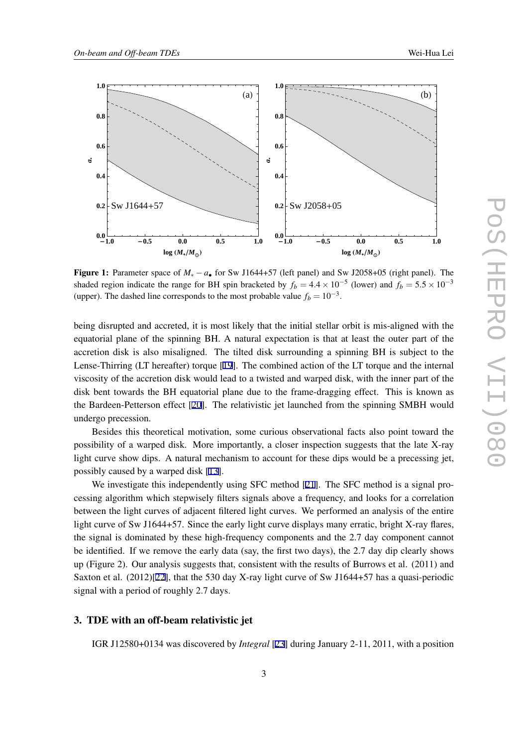**Figure 1:** Parameter space of $M_* - a_\bullet$ for Sw J1644+57 (left panel) and Sw J2058+05 (right panel). The shaded region indicate the range for BH spin bracketed by $f_b = 4.4 \times 10^{-5}$ (lower) and $f_b = 5.5 \times 10^{-3}$ (upper). The dashed line corresponds to the most probable value $f_b = 10^{-3}$.

being disrupted and accreted, it is most likely that the initial stellar orbit is mis-aligned with the equatorial plane of the spinning BH. A natural expectation is that at least the outer part of the accretion disk is also misaligned. The tilted disk surrounding a spinning BH is subject to the Lense-Thirring (LT hereafter) torque [19]. The combined action of the LT torque and the internal viscosity of the accretion disk would lead to a twisted and warped disk, with the inner part of the disk bent towards the BH equatorial plane due to the frame-dragging effect. This is known as the Bardeen-Petterson effect [20]. The relativistic jet launched from the spinning SMBH would undergo precession.

Besides this theoretical motivation, some curious observational facts also point toward the possibility of a warped disk. More importantly, a closer inspection suggests that the late X-ray light curve show dips. A natural mechanism to account for these dips would be a precessing jet, possibly caused by a warped disk [13].

We investigate this independently using SFC method [21]. The SFC method is a signal processing algorithm which stepwisely filters signals above a frequency, and looks for a correlation between the light curves of adjacent filtered light curves. We performed an analysis of the entire light curve of Sw J1644+57. Since the early light curve displays many erratic, bright X-ray flares, the signal is dominated by these high-frequency components and the 2.7 day component cannot be identified. If we remove the early data (say, the first two days), the 2.7 day dip clearly shows up (Figure 2). Our analysis suggests that, consistent with the results of Burrows et al. (2011) and Saxton et al. (2012)[22], that the 530 day X-ray light curve of Sw J1644+57 has a quasi-periodic signal with a period of roughly 2.7 days.

## 3. TDE with an off-beam relativistic jet

IGR J12580+0134 was discovered by *Integral* [23] during January 2-11, 2011, with a position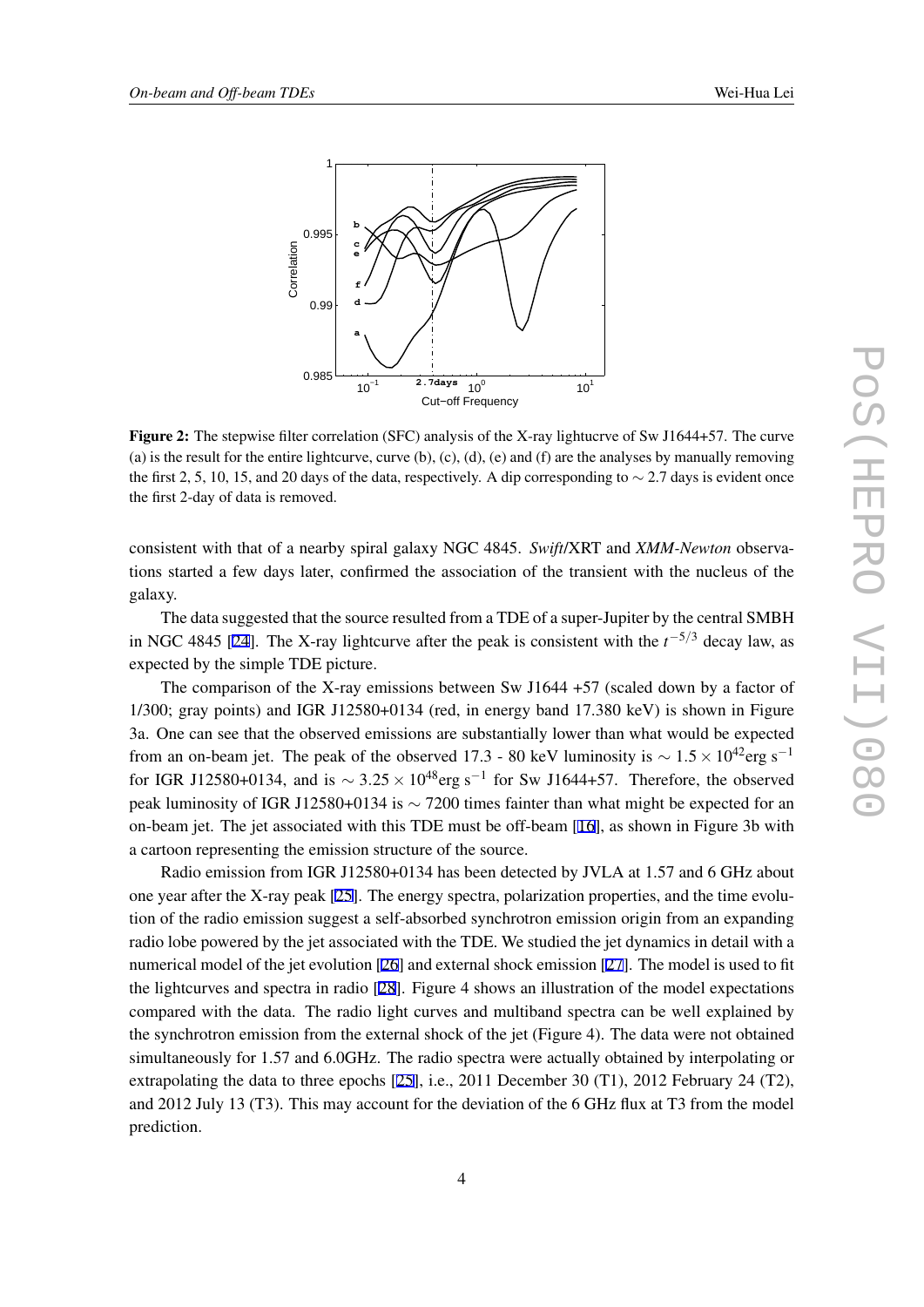**Figure 2:** The stepwise filter correlation (SFC) analysis of the X-ray lightucrve of Sw J1644+57. The curve (a) is the result for the entire lightcurve, curve (b), (c), (d), (e) and (f) are the analyses by manually removing the first 2, 5, 10, 15, and 20 days of the data, respectively. A dip corresponding to $\sim 2.7$ days is evident once the first 2-day of data is removed.

consistent with that of a nearby spiral galaxy NGC 4845. *Swift*/XRT and *XMM-Newton* observations started a few days later, confirmed the association of the transient with the nucleus of the galaxy.

The data suggested that the source resulted from a TDE of a super-Jupiter by the central SMBH in NGC 4845 [24]. The X-ray lightcurve after the peak is consistent with the $t^{-5/3}$ decay law, as expected by the simple TDE picture.

The comparison of the X-ray emissions between Sw J1644 +57 (scaled down by a factor of 1/300; gray points) and IGR J12580+0134 (red, in energy band 17.380 keV) is shown in Figure 3a. One can see that the observed emissions are substantially lower than what would be expected from an on-beam jet. The peak of the observed 17.3 - 80 keV luminosity is $\sim 1.5 \times 10^{42}$erg s$^{-1}$ for IGR J12580+0134, and is $\sim 3.25 \times 10^{48}$erg s$^{-1}$ for Sw J1644+57. Therefore, the observed peak luminosity of IGR J12580+0134 is $\sim 7200$ times fainter than what might be expected for an on-beam jet. The jet associated with this TDE must be off-beam [16], as shown in Figure 3b with a cartoon representing the emission structure of the source.

Radio emission from IGR J12580+0134 has been detected by JVLA at 1.57 and 6 GHz about one year after the X-ray peak [25]. The energy spectra, polarization properties, and the time evolution of the radio emission suggest a self-absorbed synchrotron emission origin from an expanding radio lobe powered by the jet associated with the TDE. We studied the jet dynamics in detail with a numerical model of the jet evolution [26] and external shock emission [27]. The model is used to fit the lightcurves and spectra in radio [28]. Figure 4 shows an illustration of the model expectations compared with the data. The radio light curves and multiband spectra can be well explained by the synchrotron emission from the external shock of the jet (Figure 4). The data were not obtained simultaneously for 1.57 and 6.0GHz. The radio spectra were actually obtained by interpolating or extrapolating the data to three epochs [25], i.e., 2011 December 30 (T1), 2012 February 24 (T2), and 2012 July 13 (T3). This may account for the deviation of the 6 GHz flux at T3 from the model prediction.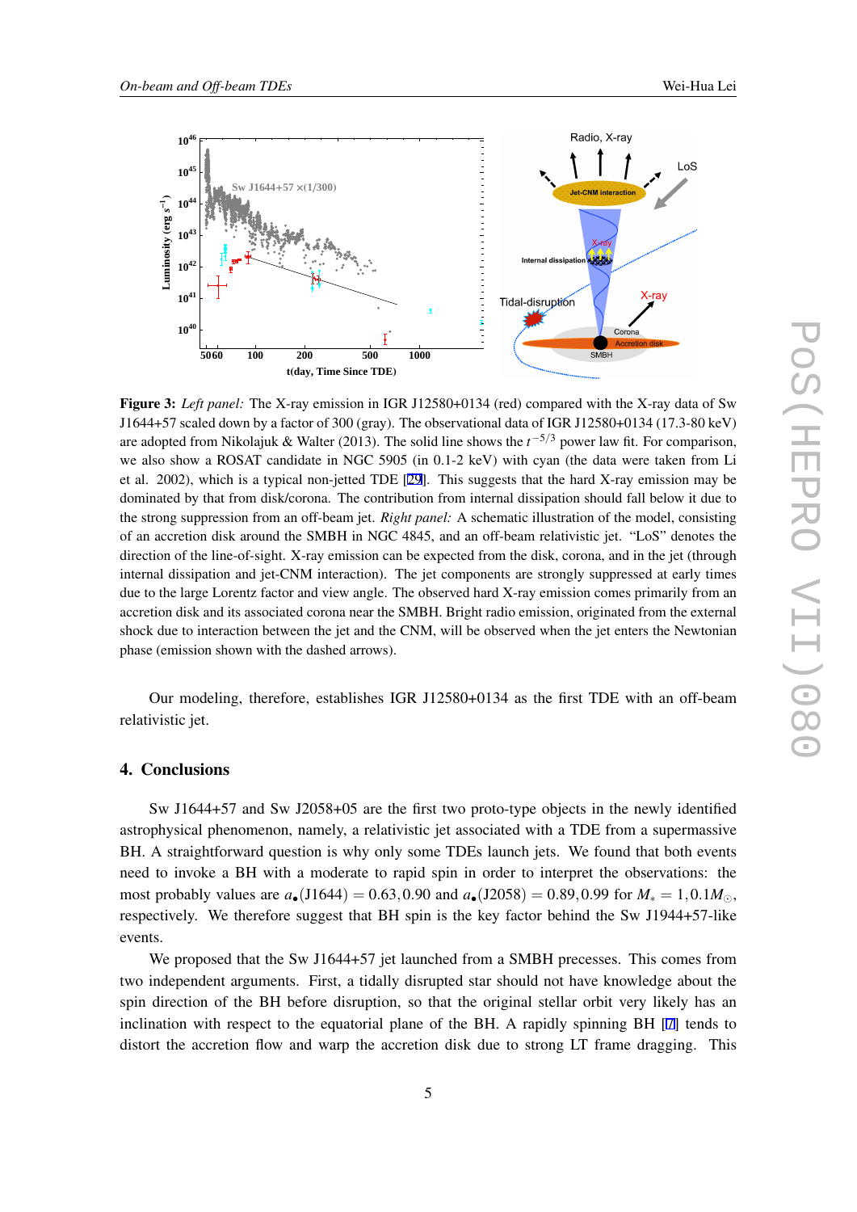**Figure 3:** *Left panel:* The X-ray emission in IGR J12580+0134 (red) compared with the X-ray data of Sw J1644+57 scaled down by a factor of 300 (gray). The observational data of IGR J12580+0134 (17.3-80 keV) are adopted from Nikolajuk & Walter (2013). The solid line shows the $t^{-5/3}$ power law fit. For comparison, we also show a ROSAT candidate in NGC 5905 (in 0.1-2 keV) with cyan (the data were taken from Li et al. 2002), which is a typical non-jetted TDE [29]. This suggests that the hard X-ray emission may be dominated by that from disk/corona. The contribution from internal dissipation should fall below it due to the strong suppression from an off-beam jet. *Right panel:* A schematic illustration of the model, consisting of an accretion disk around the SMBH in NGC 4845, and an off-beam relativistic jet. "LoS" denotes the direction of the line-of-sight. X-ray emission can be expected from the disk, corona, and in the jet (through internal dissipation and jet-CNM interaction). The jet components are strongly suppressed at early times due to the large Lorentz factor and view angle. The observed hard X-ray emission comes primarily from an accretion disk and its associated corona near the SMBH. Bright radio emission, originated from the external shock due to interaction between the jet and the CNM, will be observed when the jet enters the Newtonian phase (emission shown with the dashed arrows).

Our modeling, therefore, establishes IGR J12580+0134 as the first TDE with an off-beam relativistic jet.

## 4. Conclusions

Sw J1644+57 and Sw J2058+05 are the first two proto-type objects in the newly identified astrophysical phenomenon, namely, a relativistic jet associated with a TDE from a supermassive BH. A straightforward question is why only some TDEs launch jets. We found that both events need to invoke a BH with a moderate to rapid spin in order to interpret the observations: the most probably values are $a_{\bullet}(\mathrm{J1644}) = 0.63, 0.90$ and $a_{\bullet}(\mathrm{J2058}) = 0.89, 0.99$ for $M_{*} = 1, 0.1 M_{\odot}$, respectively. We therefore suggest that BH spin is the key factor behind the Sw J1944+57-like events.

We proposed that the Sw J1644+57 jet launched from a SMBH precesses. This comes from two independent arguments. First, a tidally disrupted star should not have knowledge about the spin direction of the BH before disruption, so that the original stellar orbit very likely has an inclination with respect to the equatorial plane of the BH. A rapidly spinning BH [7] tends to distort the accretion flow and warp the accretion disk due to strong LT frame dragging. This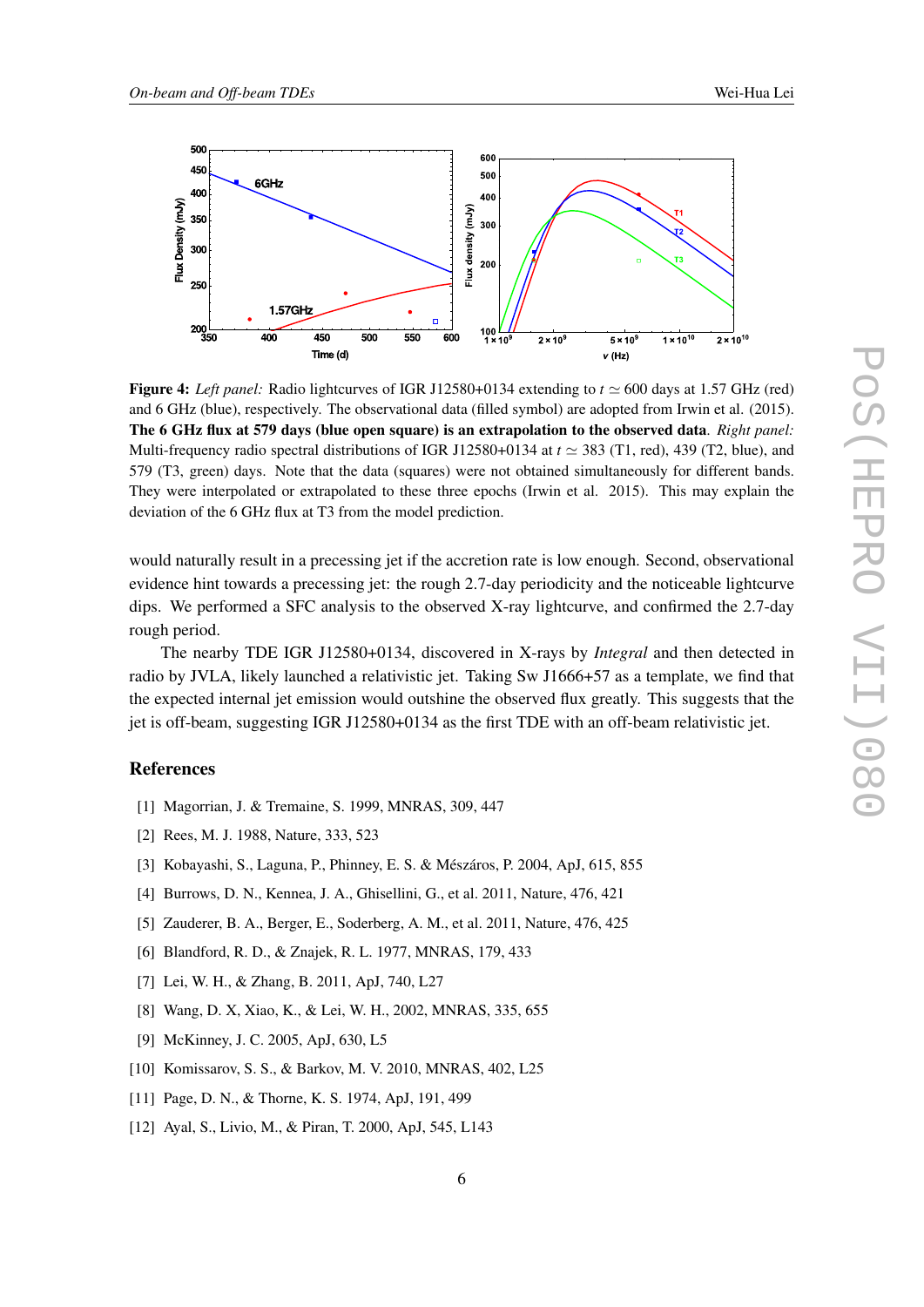**Figure 4:** *Left panel:* Radio lightcurves of IGR J12580+0134 extending to $t \simeq 600$ days at 1.57 GHz (red) and 6 GHz (blue), respectively. The observational data (filled symbol) are adopted from Irwin et al. (2015). **The 6 GHz flux at 579 days (blue open square) is an extrapolation to the observed data**. *Right panel:* Multi-frequency radio spectral distributions of IGR J12580+0134 at $t \simeq 383$ (T1, red), 439 (T2, blue), and 579 (T3, green) days. Note that the data (squares) were not obtained simultaneously for different bands. They were interpolated or extrapolated to these three epochs (Irwin et al. 2015). This may explain the deviation of the 6 GHz flux at T3 from the model prediction.

would naturally result in a precessing jet if the accretion rate is low enough. Second, observational evidence hint towards a precessing jet: the rough 2.7-day periodicity and the noticeable lightcurve dips. We performed a SFC analysis to the observed X-ray lightcurve, and confirmed the 2.7-day rough period.

The nearby TDE IGR J12580+0134, discovered in X-rays by *Integral* and then detected in radio by JVLA, likely launched a relativistic jet. Taking Sw J1666+57 as a template, we find that the expected internal jet emission would outshine the observed flux greatly. This suggests that the jet is off-beam, suggesting IGR J12580+0134 as the first TDE with an off-beam relativistic jet.

## References

[1] Magorrian, J. & Tremaine, S. 1999, MNRAS, 309, 447

[2] Rees, M. J. 1988, Nature, 333, 523

[3] Kobayashi, S., Laguna, P., Phinney, E. S. & Mészáros, P. 2004, ApJ, 615, 855

[4] Burrows, D. N., Kennea, J. A., Ghisellini, G., et al. 2011, Nature, 476, 421

[5] Zauderer, B. A., Berger, E., Soderberg, A. M., et al. 2011, Nature, 476, 425

[6] Blandford, R. D., & Znajek, R. L. 1977, MNRAS, 179, 433

[7] Lei, W. H., & Zhang, B. 2011, ApJ, 740, L27

[8] Wang, D. X, Xiao, K., & Lei, W. H., 2002, MNRAS, 335, 655

[9] McKinney, J. C. 2005, ApJ, 630, L5

[10] Komissarov, S. S., & Barkov, M. V. 2010, MNRAS, 402, L25

[11] Page, D. N., & Thorne, K. S. 1974, ApJ, 191, 499

[12] Ayal, S., Livio, M., & Piran, T. 2000, ApJ, 545, L143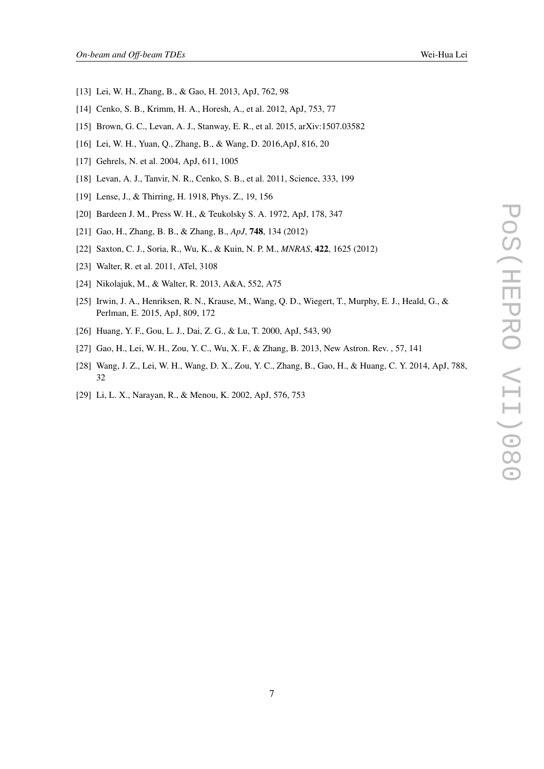[13] Lei, W. H., Zhang, B., & Gao, H. 2013, ApJ, 762, 98

[14] Cenko, S. B., Krimm, H. A., Horesh, A., et al. 2012, ApJ, 753, 77

[15] Brown, G. C., Levan, A. J., Stanway, E. R., et al. 2015, arXiv:1507.03582

[16] Lei, W. H., Yuan, Q., Zhang, B., & Wang, D. 2016,ApJ, 816, 20

[17] Gehrels, N. et al. 2004, ApJ, 611, 1005

[18] Levan, A. J., Tanvir, N. R., Cenko, S. B., et al. 2011, Science, 333, 199

[19] Lense, J., & Thirring, H. 1918, Phys. Z., 19, 156

[20] Bardeen J. M., Press W. H., & Teukolsky S. A. 1972, ApJ, 178, 347

[21] Gao, H., Zhang, B. B., & Zhang, B., *ApJ*, **748**, 134 (2012)

[22] Saxton, C. J., Soria, R., Wu, K., & Kuin, N. P. M., *MNRAS*, **422**, 1625 (2012)

[23] Walter, R. et al. 2011, ATel, 3108

[24] Nikolajuk, M., & Walter, R. 2013, A&A, 552, A75

[25] Irwin, J. A., Henriksen, R. N., Krause, M., Wang, Q. D., Wiegert, T., Murphy, E. J., Heald, G., & Perlman, E. 2015, ApJ, 809, 172

[26] Huang, Y. F., Gou, L. J., Dai, Z. G., & Lu, T. 2000, ApJ, 543, 90

[27] Gao, H., Lei, W. H., Zou, Y. C., Wu, X. F., & Zhang, B. 2013, New Astron. Rev. , 57, 141

[28] Wang, J. Z., Lei, W. H., Wang, D. X., Zou, Y. C., Zhang, B., Gao, H., & Huang, C. Y. 2014, ApJ, 788, 32

[29] Li, L. X., Narayan, R., & Menou, K. 2002, ApJ, 576, 753